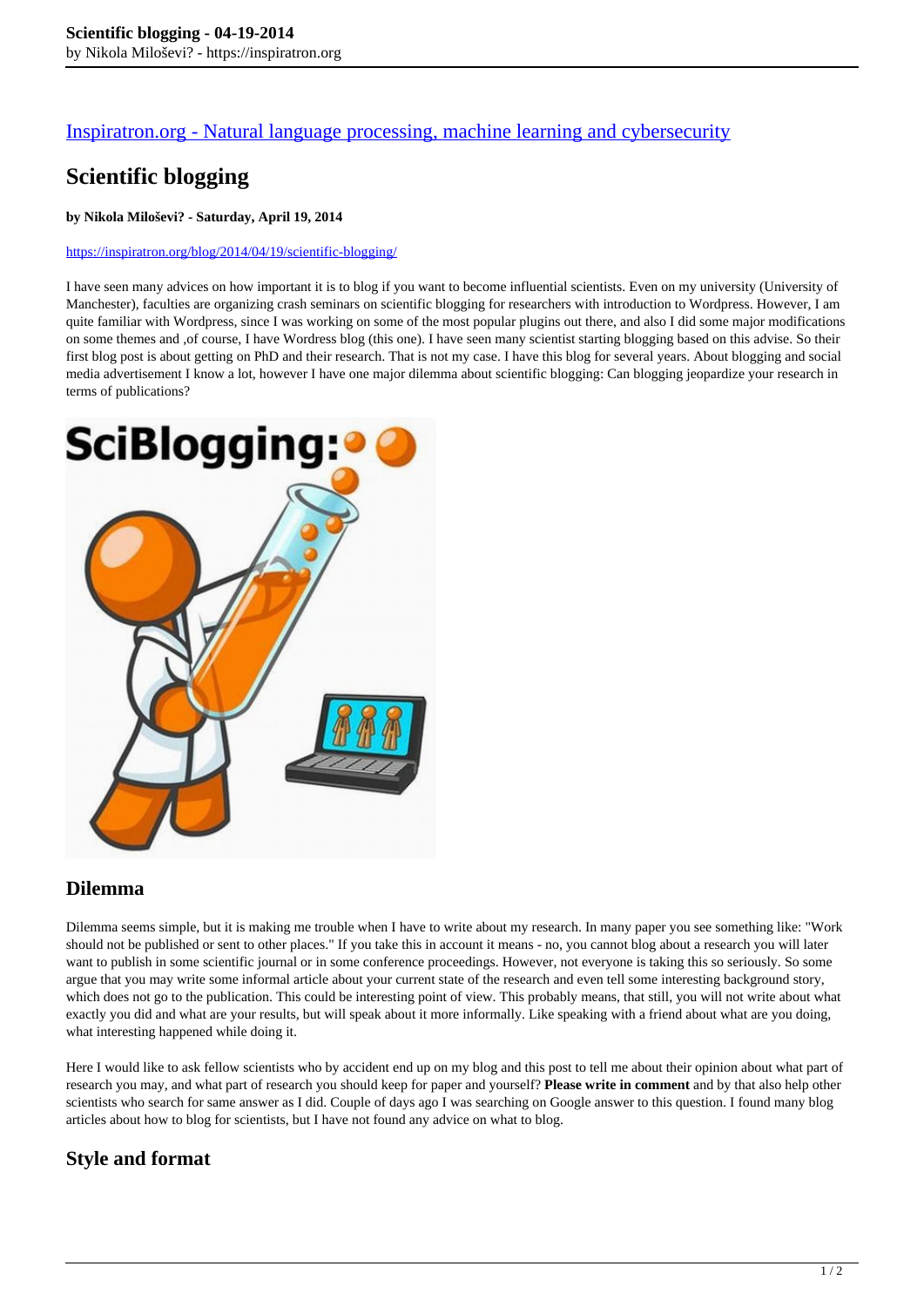[Inspiratron.org - Natural language processing, machine learning and cybersecurity](https://inspiratron.org)

# Scientific blogging

**by Nikola Miloševi? - Saturday, April 19, 2014**

https://inspiratron.org/blog/2014/04/19/scientific-blogging/

I have seen many advices on how important it is to blog if you want to become influential scientists. Even on my university (University of Manchester), faculties are organizing crash seminars on scientific blogging for researchers with introduction to Wordpress. However, I am quite familiar with Wordpress, since I was working on some of the most popular plugins out there, and also I did some major modifications on some themes and ,of course, I have Wordress blog (this one). I have seen many scientist starting blogging based on this advise. So their first blog post is about getting on PhD and their research. That is not my case. I have this blog for several years. About blogging and social media advertisement I know a lot, however I have one major dilemma about scientific blogging: Can blogging jeopardize your research in terms of publications?

## Dilemma

Dilemma seems simple, but it is making me trouble when I have to write about my research. In many paper you see something like: "Work should not be published or sent to other places." If you take this in account it means - no, you cannot blog about a research you will later want to publish in some scientific journal or in some conference proceedings. However, not everyone is taking this so seriously. So some argue that you may write some informal article about your current state of the research and even tell some interesting background story, which does not go to the publication. This could be interesting point of view. This probably means, that still, you will not write about what exactly you did and what are your results, but will speak about it more informally. Like speaking with a friend about what are you doing, what interesting happened while doing it.

Here I would like to ask fellow scientists who by accident end up on my blog and this post to tell me about their opinion about what part of research you may, and what part of research you should keep for paper and yourself? **Please write in comment** and by that also help other scientists who search for same answer as I did. Couple of days ago I was searching on Google answer to this question. I found many blog articles about how to blog for scientists, but I have not found any advice on what to blog.

## Style and format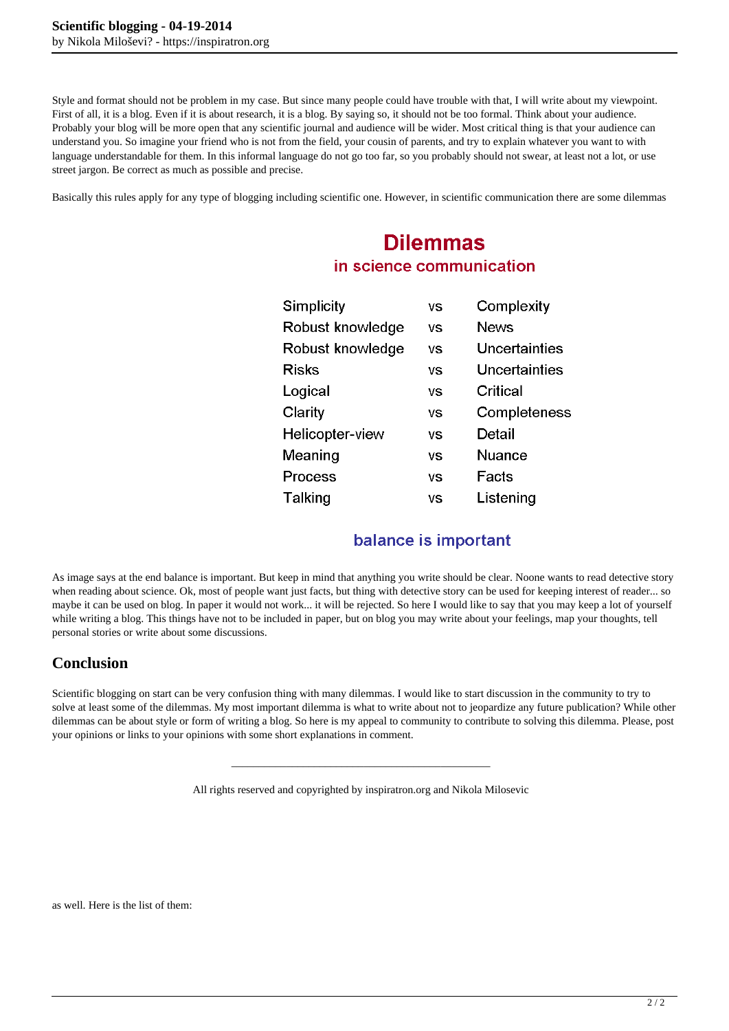Style and format should not be problem in my case. But since many people could have trouble with that, I will write about my viewpoint. First of all, it is a blog. Even if it is about research, it is a blog. By saying so, it should not be too formal. Think about your audience. Probably your blog will be more open that any scientific journal and audience will be wider. Most critical thing is that your audience can understand you. So imagine your friend who is not from the field, your cousin of parents, and try to explain whatever you want to with language understandable for them. In this informal language do not go too far, so you probably should not swear, at least not a lot, or use street jargon. Be correct as much as possible and precise.

Basically this rules apply for any type of blogging including scientific one. However, in scientific communication there are some dilemmas as well. Here is the list of them:

**Dilemmas**
in science communication

| | | |
|---|---|---|
| Simplicity | vs | Complexity |
| Robust knowledge | vs | News |
| Robust knowledge | vs | Uncertainties |
| Risks | vs | Uncertainties |
| Logical | vs | Critical |
| Clarity | vs | Completeness |
| Helicopter-view | vs | Detail |
| Meaning | vs | Nuance |
| Process | vs | Facts |
| Talking | vs | Listening |

balance is important

As image says at the end balance is important. But keep in mind that anything you write should be clear. Noone wants to read detective story when reading about science. Ok, most of people want just facts, but thing with detective story can be used for keeping interest of reader... so maybe it can be used on blog. In paper it would not work... it will be rejected. So here I would like to say that you may keep a lot of yourself while writing a blog. This things have not to be included in paper, but on blog you may write about your feelings, map your thoughts, tell personal stories or write about some discussions.

## Conclusion

Scientific blogging on start can be very confusion thing with many dilemmas. I would like to start discussion in the community to try to solve at least some of the dilemmas. My most important dilemma is what to write about not to jeopardize any future publication? While other dilemmas can be about style or form of writing a blog. So here is my appeal to community to contribute to solving this dilemma. Please, post your opinions or links to your opinions with some short explanations in comment.

---

All rights reserved and copyrighted by inspiratron.org and Nikola Milosevic